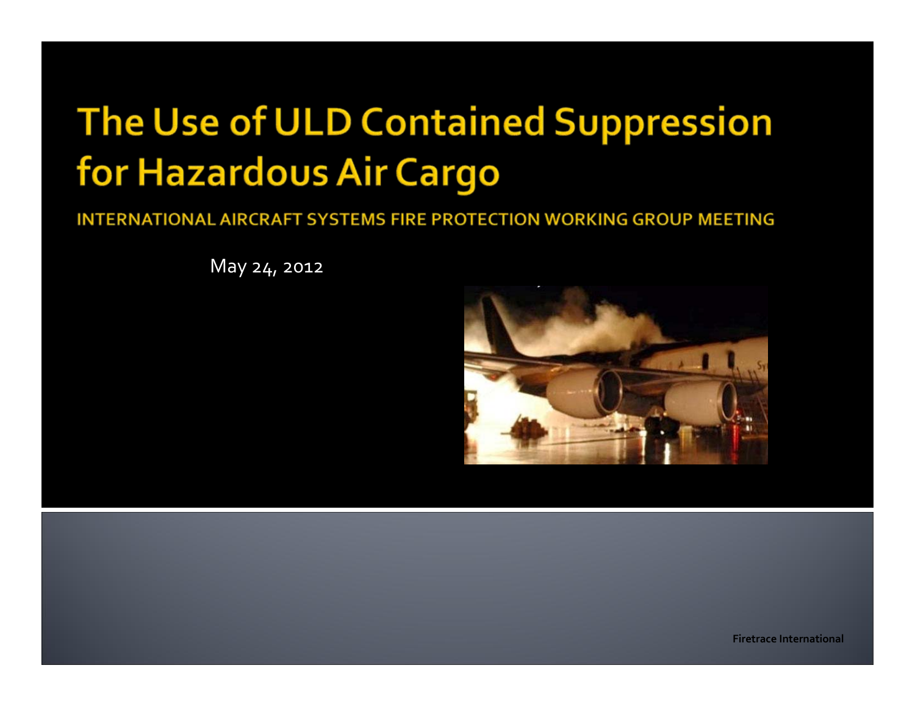# The Use of ULD Contained Suppression for Hazardous Air Cargo

INTERNATIONAL AIRCRAFT SYSTEMS FIRE PROTECTION WORKING GROUP MEETING

May 24, 2012

Firetrace International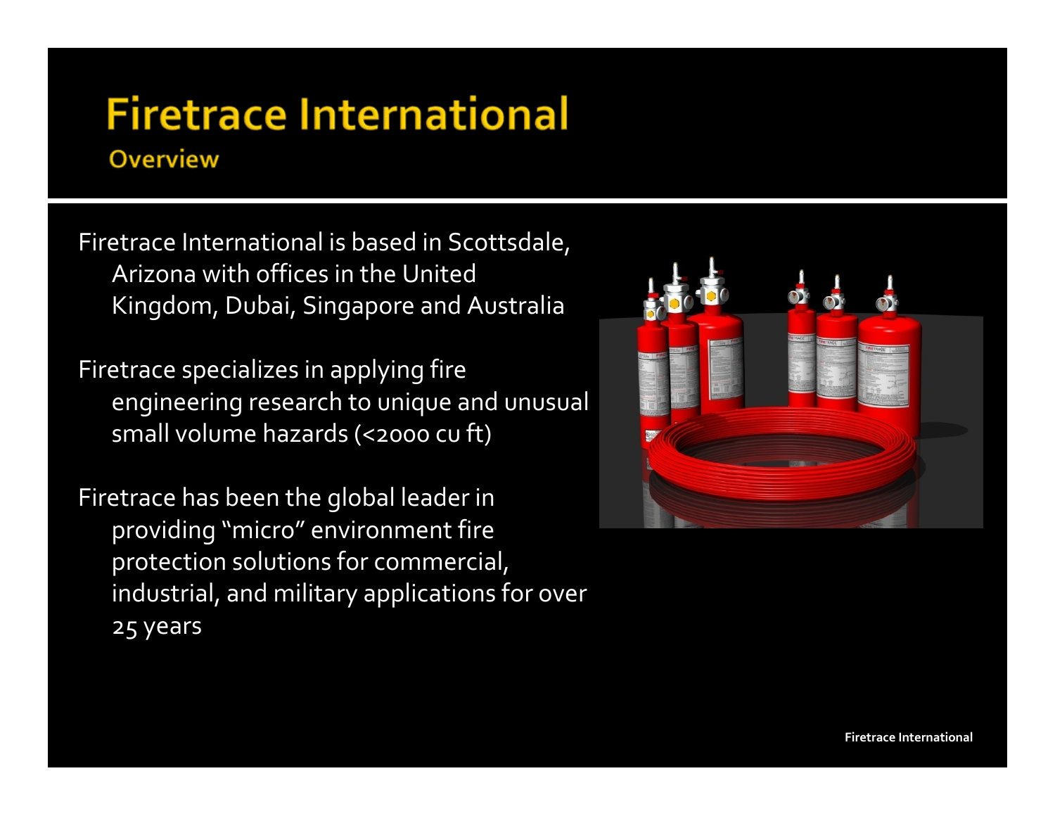# Firetrace International

## Overview

Firetrace International is based in Scottsdale, Arizona with offices in the United Kingdom, Dubai, Singapore and Australia

Firetrace specializes in applying fire engineering research to unique and unusual small volume hazards (<2000 cu ft)

Firetrace has been the global leader in providing "micro" environment fire protection solutions for commercial, industrial, and military applications for over 25 years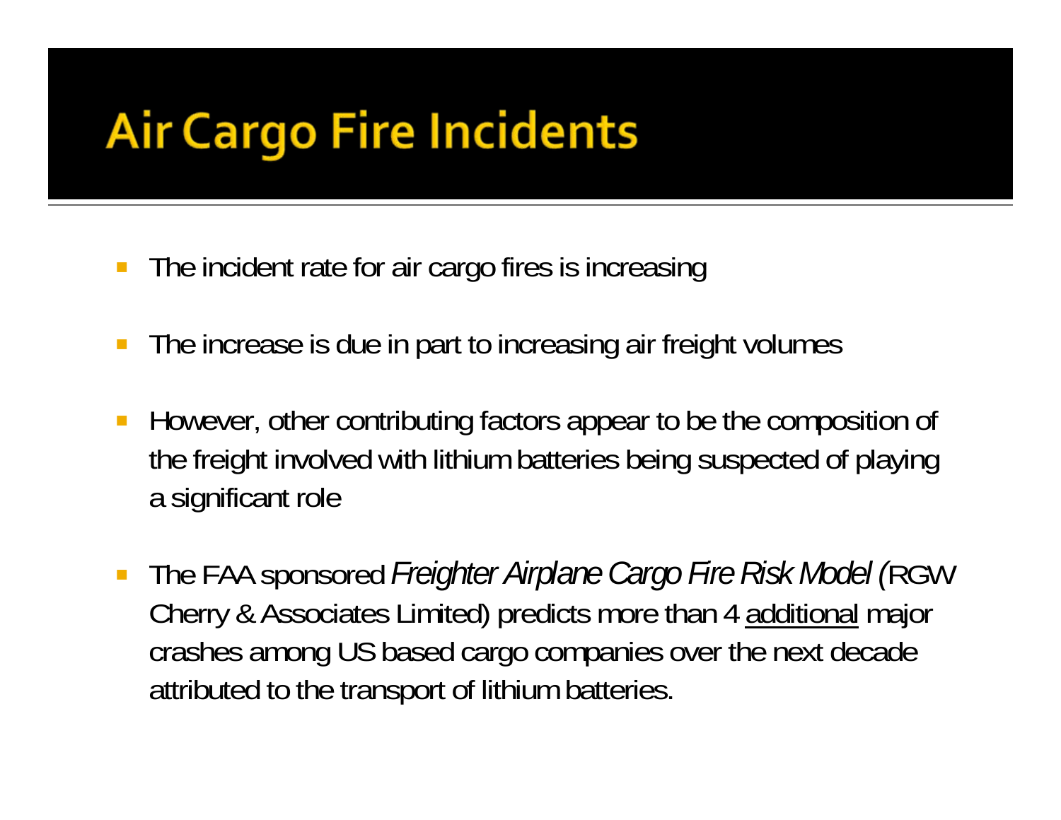# Air Cargo Fire Incidents

- The incident rate for air cargo fires is increasing
- The increase is due in part to increasing air freight volumes
- However, other contributing factors appear to be the composition of the freight involved with lithium batteries being suspected of playing a significant role
- The FAA sponsored *Freighter Airplane Cargo Fire Risk Model (*RGW Cherry & Associates Limited) predicts more than 4 <u>additional</u> major crashes among US based cargo companies over the next decade attributed to the transport of lithium batteries.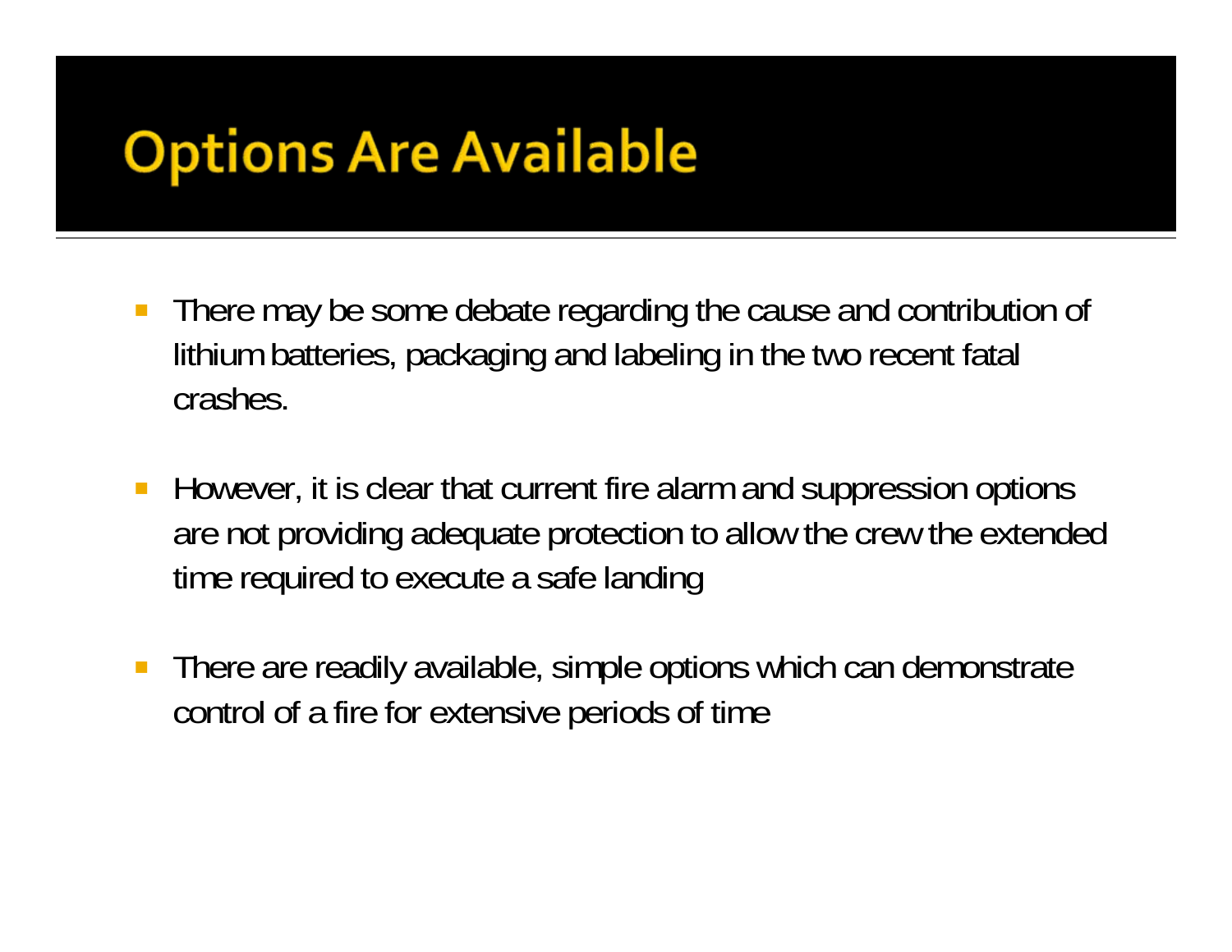# Options Are Available

- There may be some debate regarding the cause and contribution of lithium batteries, packaging and labeling in the two recent fatal crashes.

- However, it is clear that current fire alarm and suppression options are not providing adequate protection to allow the crew the extended time required to execute a safe landing

- There are readily available, simple options which can demonstrate control of a fire for extensive periods of time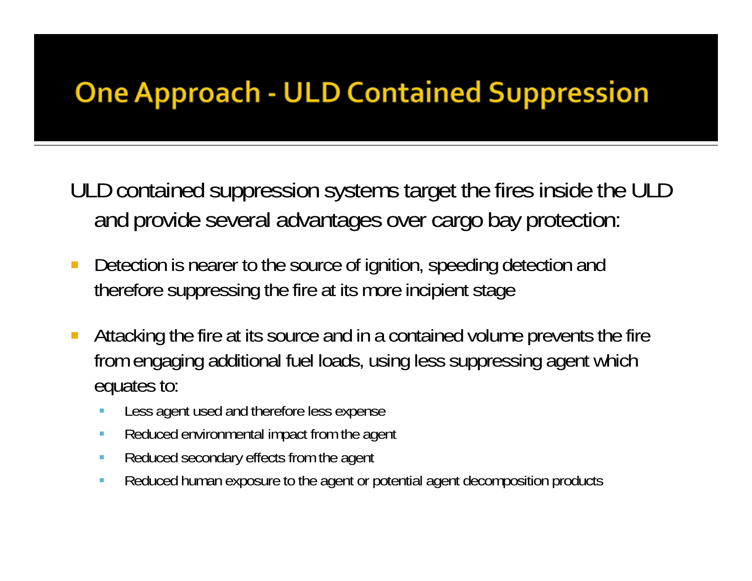# One Approach - ULD Contained Suppression

ULD contained suppression systems target the fires inside the ULD and provide several advantages over cargo bay protection:

- Detection is nearer to the source of ignition, speeding detection and therefore suppressing the fire at its more incipient stage
- Attacking the fire at its source and in a contained volume prevents the fire from engaging additional fuel loads, using less suppressing agent which equates to:
  - Less agent used and therefore less expense
  - Reduced environmental impact from the agent
  - Reduced secondary effects from the agent
  - Reduced human exposure to the agent or potential agent decomposition products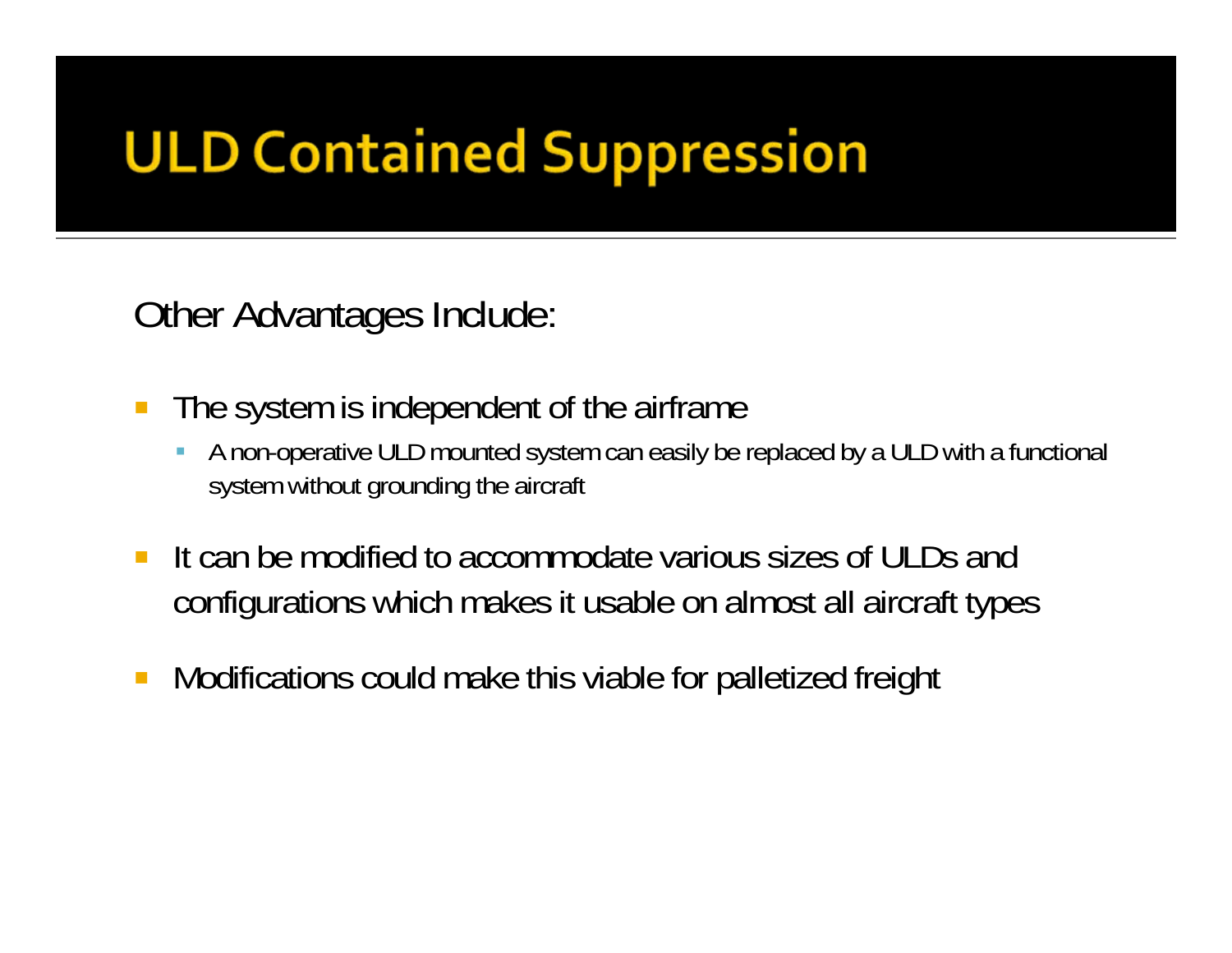# ULD Contained Suppression

Other Advantages Include:

- The system is independent of the airframe
  - A non-operative ULD mounted system can easily be replaced by a ULD with a functional system without grounding the aircraft
- It can be modified to accommodate various sizes of ULDs and configurations which makes it usable on almost all aircraft types
- Modifications could make this viable for palletized freight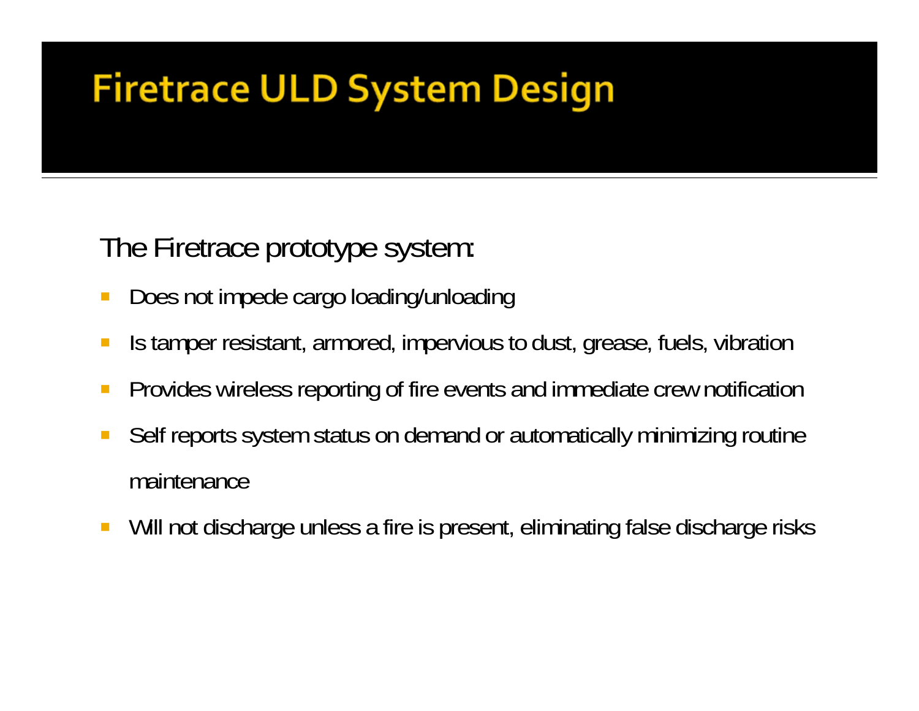# Firetrace ULD System Design

The Firetrace prototype system:

- Does not impede cargo loading/unloading
- Is tamper resistant, armored, impervious to dust, grease, fuels, vibration
- Provides wireless reporting of fire events and immediate crew notification
- Self reports system status on demand or automatically minimizing routine maintenance
- Will not discharge unless a fire is present, eliminating false discharge risks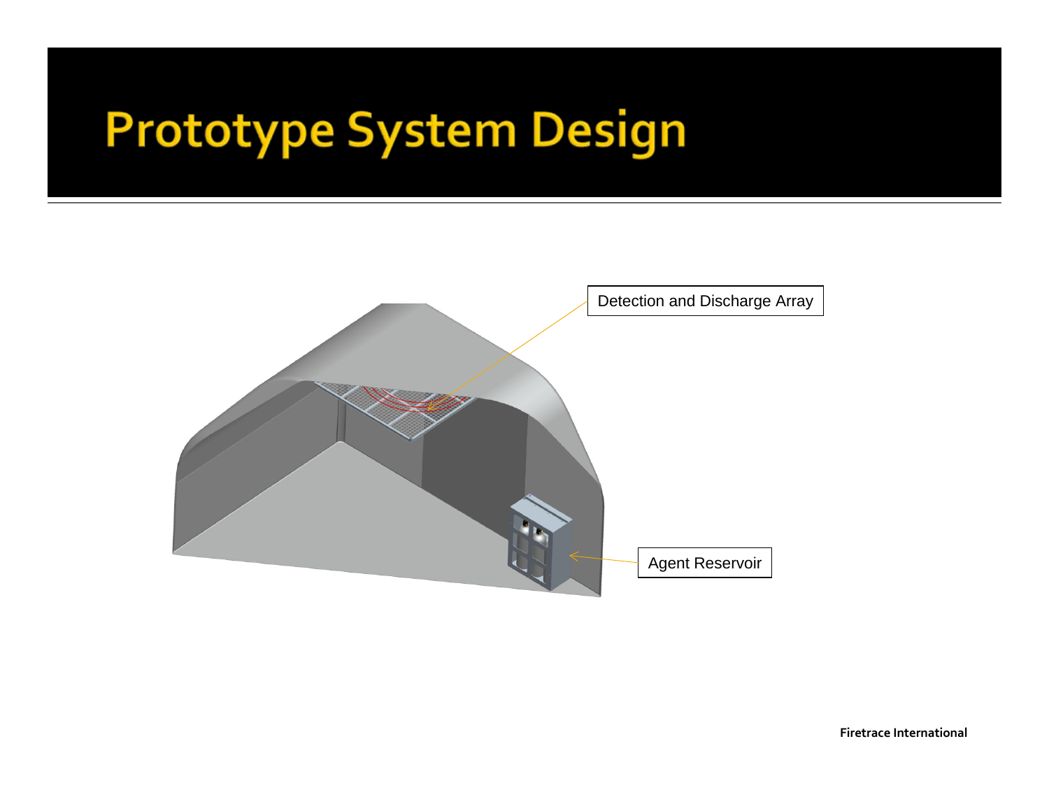# Prototype System Design

Detection and Discharge Array

Agent Reservoir

Firetrace International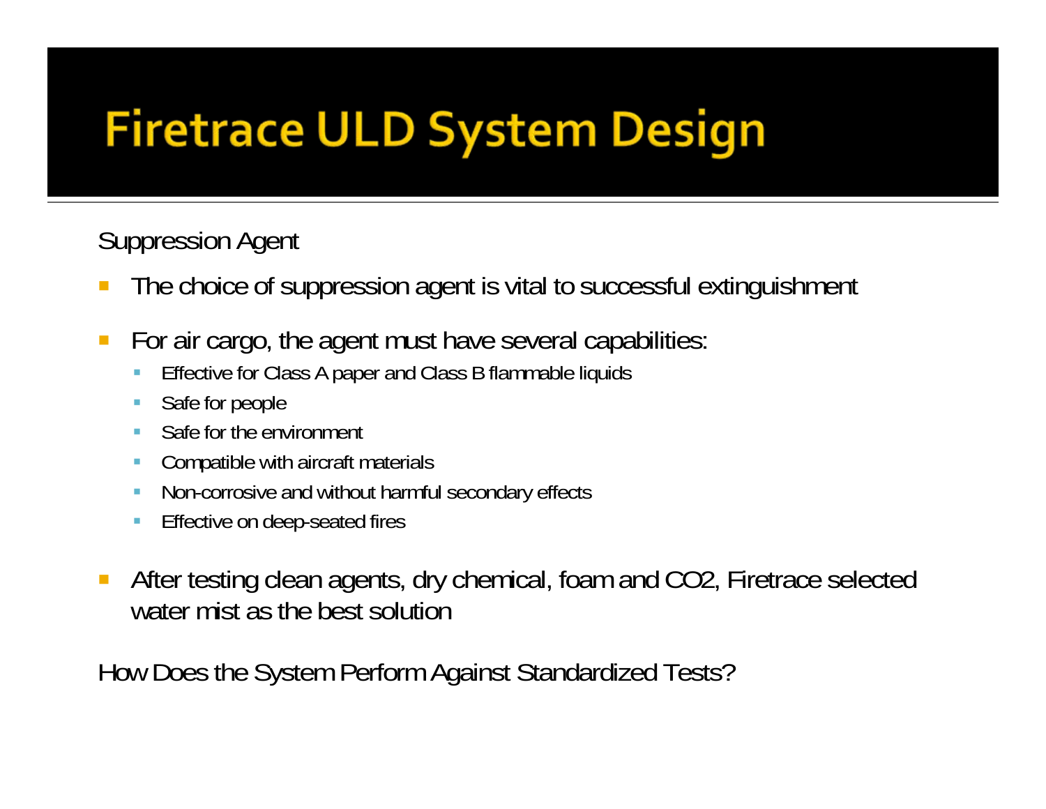# Firetrace ULD System Design

Suppression Agent

- The choice of suppression agent is vital to successful extinguishment
- For air cargo, the agent must have several capabilities:
  - Effective for Class A paper and Class B flammable liquids
  - Safe for people
  - Safe for the environment
  - Compatible with aircraft materials
  - Non-corrosive and without harmful secondary effects
  - Effective on deep-seated fires
- After testing clean agents, dry chemical, foam and $CO_2$, Firetrace selected water mist as the best solution

How Does the System Perform Against Standardized Tests?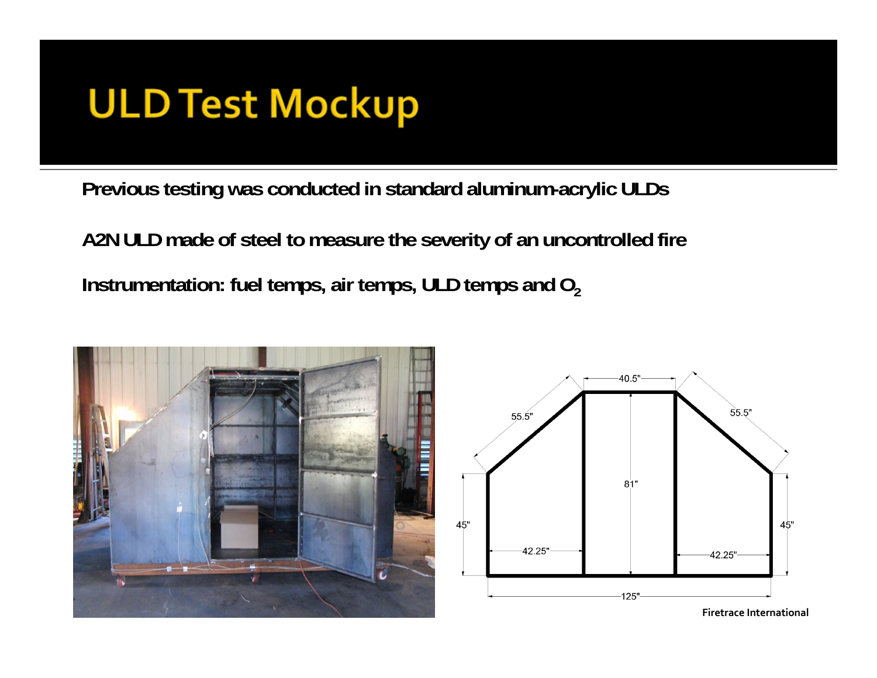# ULD Test Mockup

Previous testing was conducted in standard aluminum-acrylic ULDs

A2N ULD made of steel to measure the severity of an uncontrolled fire

Instrumentation: fuel temps, air temps, ULD temps and $O_2$

Firetrace International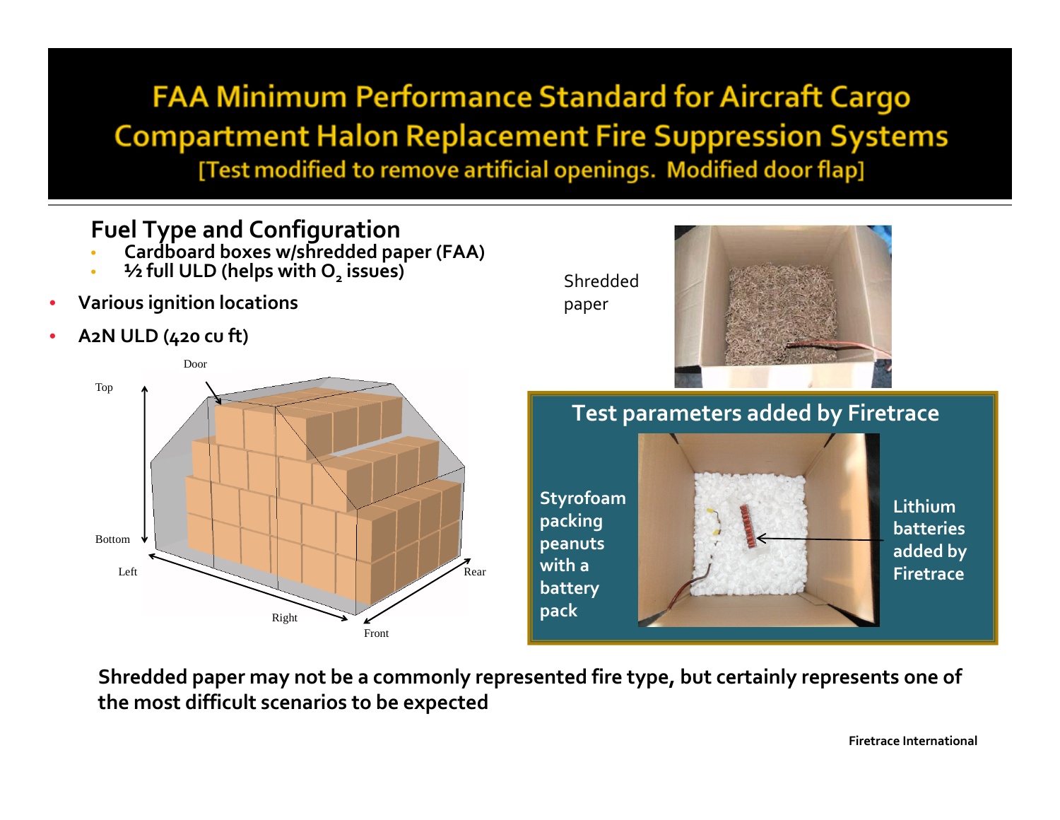# FAA Minimum Performance Standard for Aircraft Cargo Compartment Halon Replacement Fire Suppression Systems

[Test modified to remove artificial openings. Modified door flap]

## Fuel Type and Configuration

- Cardboard boxes w/shredded paper (FAA)
- ½ full ULD (helps with $O_2$ issues)

- Various ignition locations
- A2N ULD (420 cu ft)

Door

Top

Bottom

Left

Right

Front

Rear

Shredded paper

### Test parameters added by Firetrace

Styrofoam packing peanuts with a battery pack

Lithium batteries added by Firetrace

**Shredded paper may not be a commonly represented fire type, but certainly represents one of the most difficult scenarios to be expected**

Firetrace International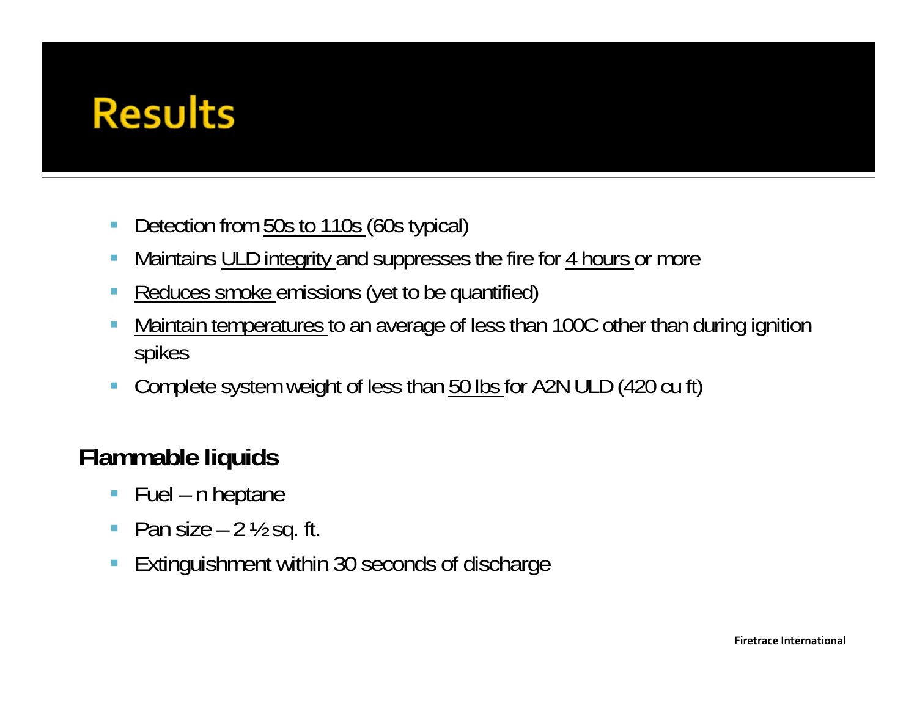# Results

- Detection from 50s to 110s (60s typical)
- Maintains ULD integrity and suppresses the fire for 4 hours or more
- Reduces smoke emissions (yet to be quantified)
- Maintain temperatures to an average of less than 100C other than during ignition spikes
- Complete system weight of less than 50 lbs for A2N ULD (420 cu ft)

## Flammable liquids

- Fuel – n heptane
- Pan size – 2 ½ sq. ft.
- Extinguishment within 30 seconds of discharge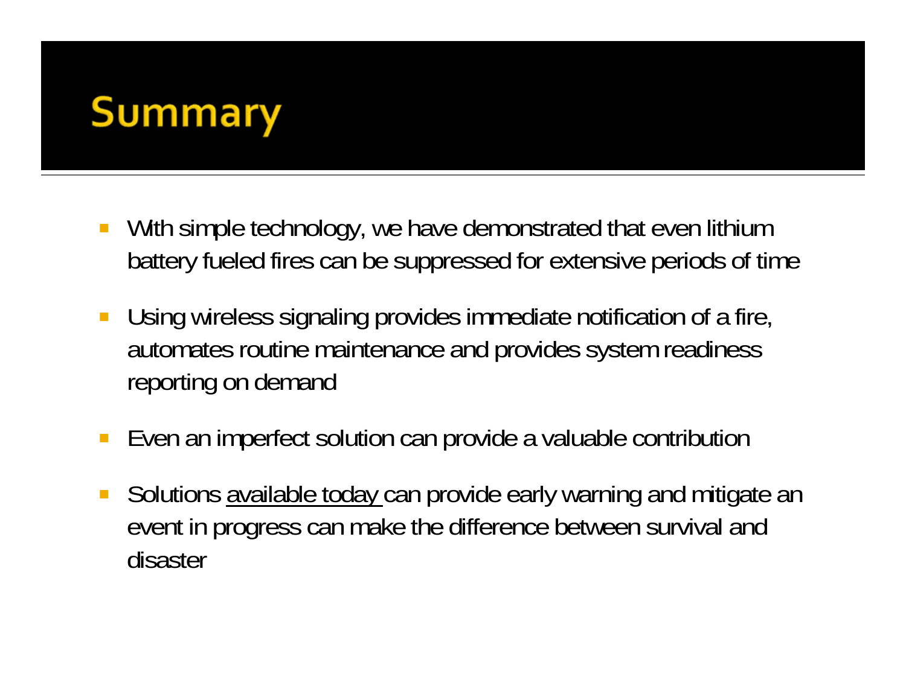# Summary

- With simple technology, we have demonstrated that even lithium battery fueled fires can be suppressed for extensive periods of time
- Using wireless signaling provides immediate notification of a fire, automates routine maintenance and provides system readiness reporting on demand
- Even an imperfect solution can provide a valuable contribution
- Solutions <u>available today</u> can provide early warning and mitigate an event in progress can make the difference between survival and disaster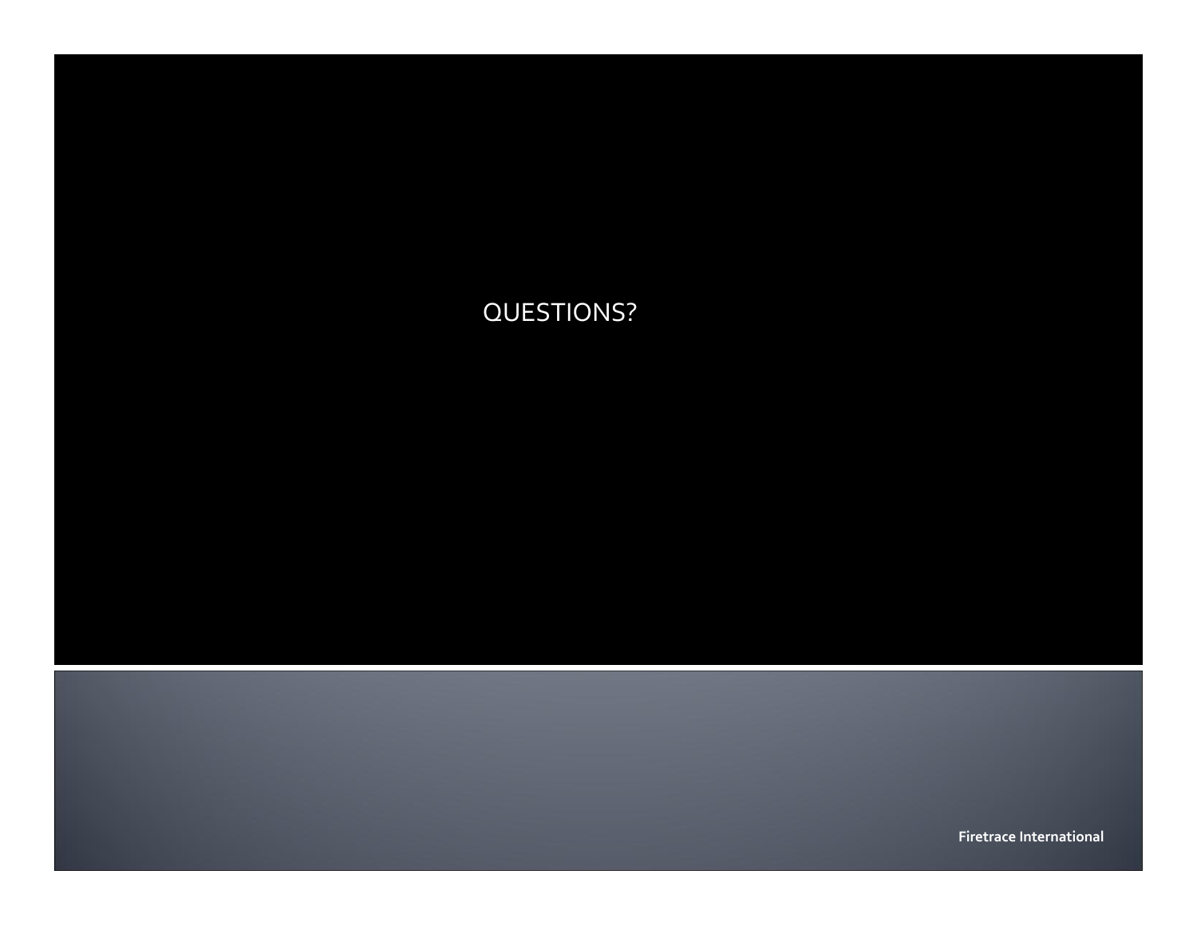QUESTIONS?